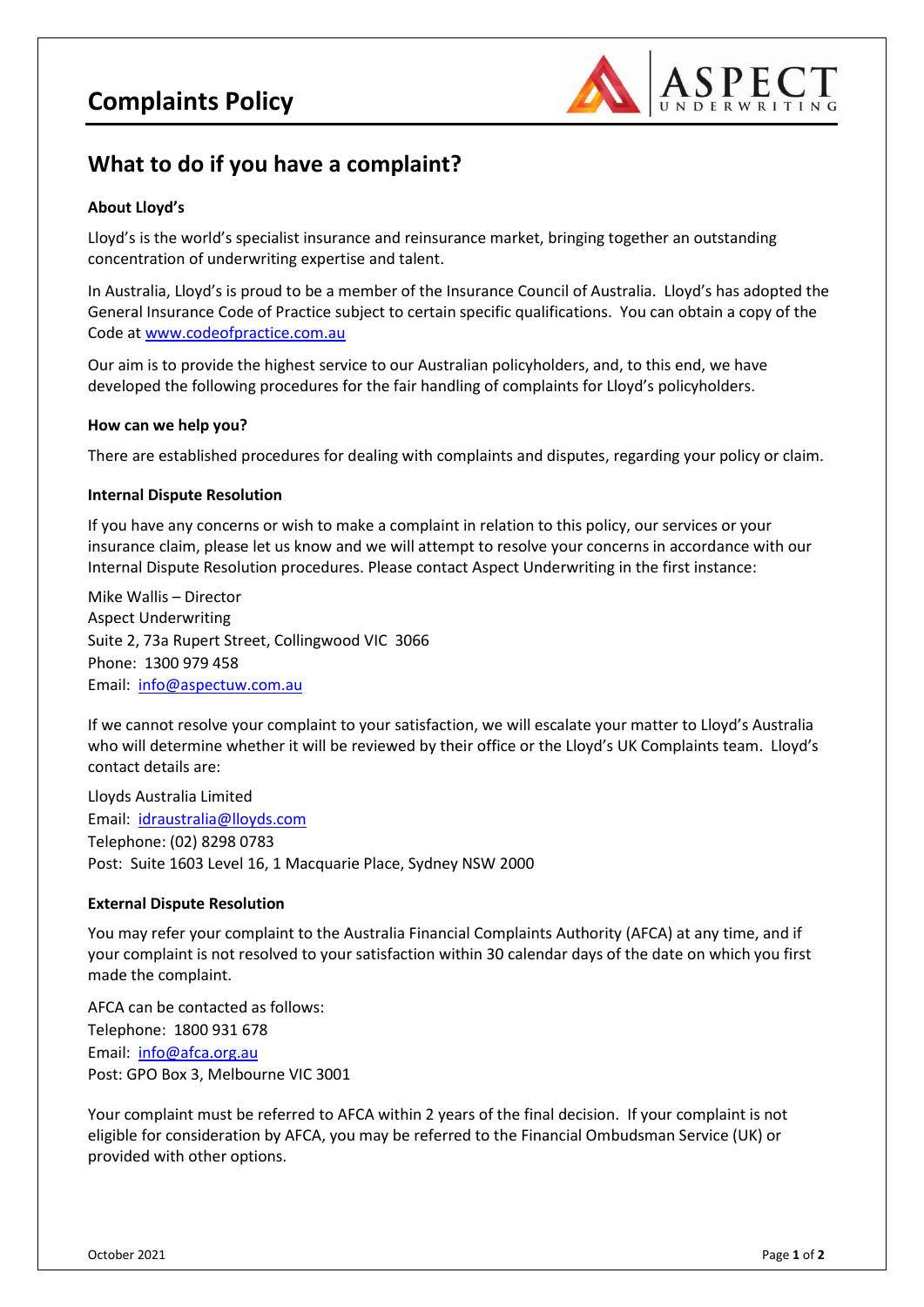# Complaints Policy

## What to do if you have a complaint?

**About Lloyd's**

Lloyd's is the world's specialist insurance and reinsurance market, bringing together an outstanding concentration of underwriting expertise and talent.

In Australia, Lloyd's is proud to be a member of the Insurance Council of Australia. Lloyd's has adopted the General Insurance Code of Practice subject to certain specific qualifications. You can obtain a copy of the Code at www.codeofpractice.com.au

Our aim is to provide the highest service to our Australian policyholders, and, to this end, we have developed the following procedures for the fair handling of complaints for Lloyd's policyholders.

**How can we help you?**

There are established procedures for dealing with complaints and disputes, regarding your policy or claim.

**Internal Dispute Resolution**

If you have any concerns or wish to make a complaint in relation to this policy, our services or your insurance claim, please let us know and we will attempt to resolve your concerns in accordance with our Internal Dispute Resolution procedures. Please contact Aspect Underwriting in the first instance:

Mike Wallis – Director
Aspect Underwriting
Suite 2, 73a Rupert Street, Collingwood VIC 3066
Phone: 1300 979 458
Email: info@aspectuw.com.au

If we cannot resolve your complaint to your satisfaction, we will escalate your matter to Lloyd's Australia who will determine whether it will be reviewed by their office or the Lloyd's UK Complaints team. Lloyd's contact details are:

Lloyds Australia Limited
Email: idraustralia@lloyds.com
Telephone: (02) 8298 0783
Post: Suite 1603 Level 16, 1 Macquarie Place, Sydney NSW 2000

**External Dispute Resolution**

You may refer your complaint to the Australia Financial Complaints Authority (AFCA) at any time, and if your complaint is not resolved to your satisfaction within 30 calendar days of the date on which you first made the complaint.

AFCA can be contacted as follows:
Telephone: 1800 931 678
Email: info@afca.org.au
Post: GPO Box 3, Melbourne VIC 3001

Your complaint must be referred to AFCA within 2 years of the final decision. If your complaint is not eligible for consideration by AFCA, you may be referred to the Financial Ombudsman Service (UK) or provided with other options.

October 2021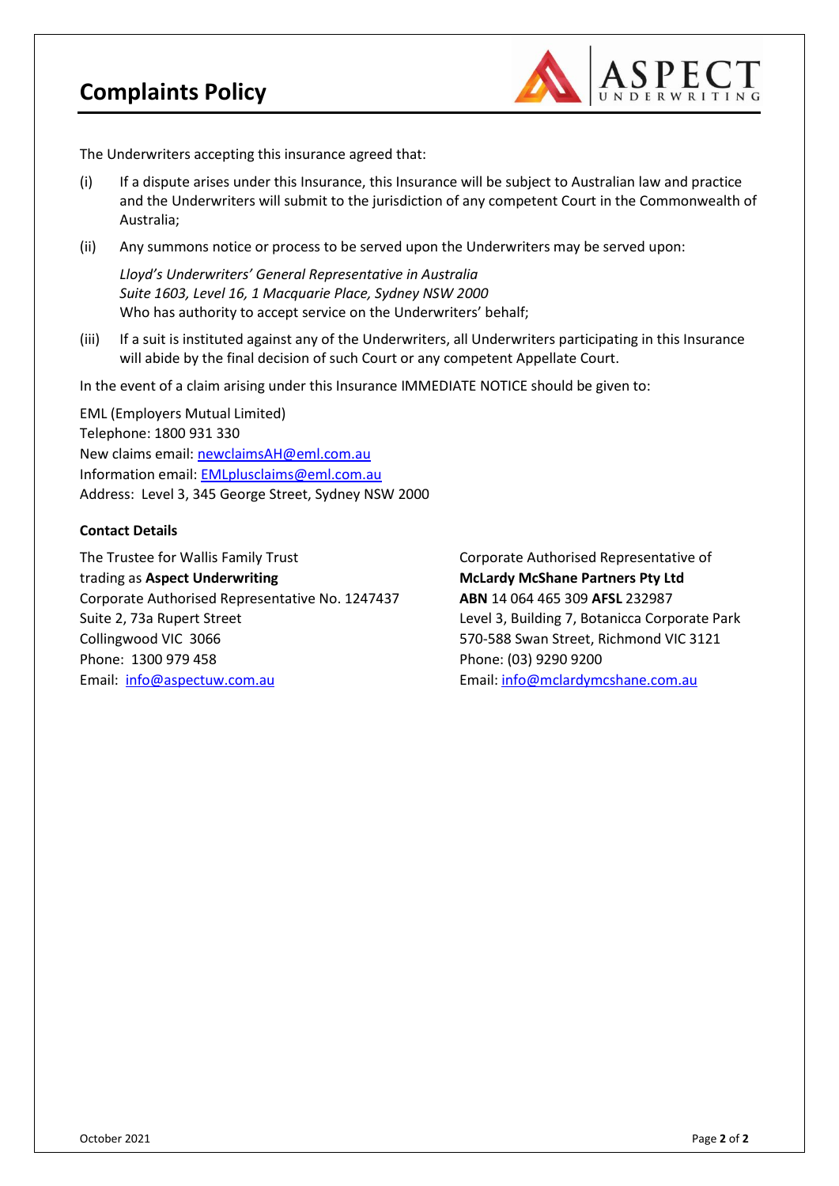# Complaints Policy

The Underwriters accepting this insurance agreed that:

(i) If a dispute arises under this Insurance, this Insurance will be subject to Australian law and practice and the Underwriters will submit to the jurisdiction of any competent Court in the Commonwealth of Australia;

(ii) Any summons notice or process to be served upon the Underwriters may be served upon:

*Lloyd's Underwriters' General Representative in Australia*
*Suite 1603, Level 16, 1 Macquarie Place, Sydney NSW 2000*
Who has authority to accept service on the Underwriters' behalf;

(iii) If a suit is instituted against any of the Underwriters, all Underwriters participating in this Insurance will abide by the final decision of such Court or any competent Appellate Court.

In the event of a claim arising under this Insurance IMMEDIATE NOTICE should be given to:

EML (Employers Mutual Limited)
Telephone: 1800 931 330
New claims email: newclaimsAH@eml.com.au
Information email: EMLplusclaims@eml.com.au
Address: Level 3, 345 George Street, Sydney NSW 2000

**Contact Details**

The Trustee for Wallis Family Trust
trading as **Aspect Underwriting**
Corporate Authorised Representative No. 1247437
Suite 2, 73a Rupert Street
Collingwood VIC 3066
Phone: 1300 979 458
Email: info@aspectuw.com.au

Corporate Authorised Representative of
**McLardy McShane Partners Pty Ltd**
**ABN** 14 064 465 309 **AFSL** 232987
Level 3, Building 7, Botanicca Corporate Park
570-588 Swan Street, Richmond VIC 3121
Phone: (03) 9290 9200
Email: info@mclardymcshane.com.au

October 2021